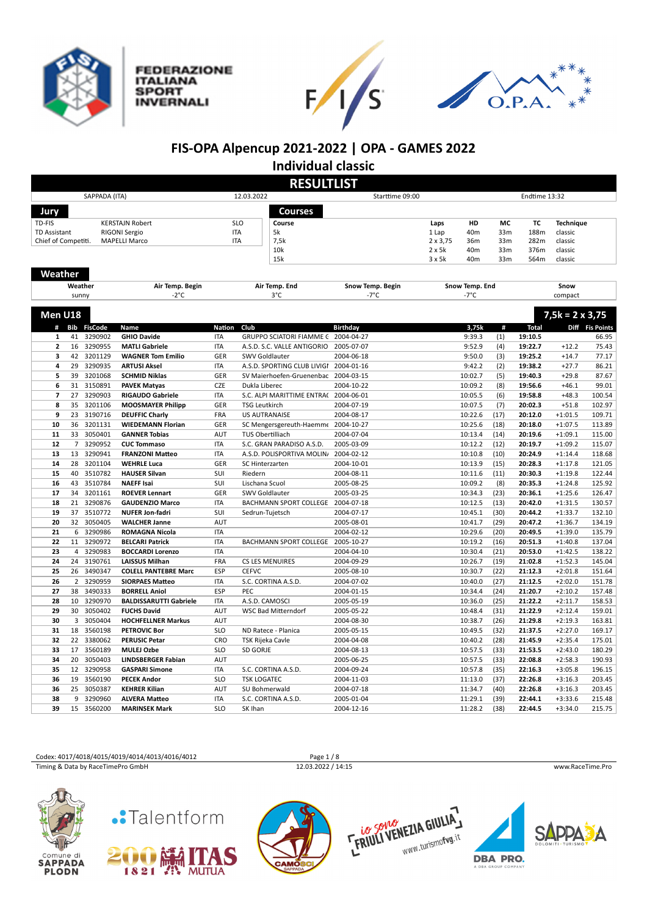# FIS-OPA Alpencup 2021-2022 | OPA - GAMES 2022

## Individual classic

## RESULTLIST

SAPPADA (ITA) | 12.03.2022 | Starttime 09:00 | Endtime 13:32

### Jury

| | | |
|---|---|---|
| TD-FIS | KERSTAJN Robert | SLO |
| TD Assistant | RIGONI Sergio | ITA |
| Chief of Competiti. | MAPELLI Marco | ITA |

### Courses

| Course | Laps | HD | MC | TC | Technique |
|---|---|---|---|---|---|
| 5k | 1 Lap | 40m | 33m | 188m | classic |
| 7,5k | 2 x 3,75 | 36m | 33m | 282m | classic |
| 10k | 2 x 5k | 40m | 33m | 376m | classic |
| 15k | 3 x 5k | 40m | 33m | 564m | classic |

### Weather

| Weather | Air Temp. Begin | Air Temp. End | Snow Temp. Begin | Snow Temp. End | Snow |
|---|---|---|---|---|---|
| sunny | -2°C | 3°C | -7°C | -7°C | compact |

### Men U18 — 7,5k = 2 x 3,75

| # | Bib | FisCode | Name | Nation | Club | Birthday | 3,75k | # | Total | Diff | Fis Points |
|---|---|---|---|---|---|---|---|---|---|---|---|
| 1 | 41 | 3290902 | **GHIO Davide** | ITA | GRUPPO SCIATORI FIAMME ( | 2004-04-27 | 9:39.3 | (1) | **19:10.5** | | 66.95 |
| 2 | 16 | 3290955 | **MATLI Gabriele** | ITA | A.S.D. S.C. VALLE ANTIGORIO | 2005-07-07 | 9:52.9 | (4) | **19:22.7** | +12.2 | 75.43 |
| 3 | 42 | 3201129 | **WAGNER Tom Emilio** | GER | SWV Goldlauter | 2004-06-18 | 9:50.0 | (3) | **19:25.2** | +14.7 | 77.17 |
| 4 | 29 | 3290935 | **ARTUSI Aksel** | ITA | A.S.D. SPORTING CLUB LIVIGI | 2004-01-16 | 9:42.2 | (2) | **19:38.2** | +27.7 | 86.21 |
| 5 | 39 | 3201068 | **SCHMID Niklas** | GER | SV Maierhoefen-Gruenenbac | 2004-03-15 | 10:02.7 | (5) | **19:40.3** | +29.8 | 87.67 |
| 6 | 31 | 3150891 | **PAVEK Matyas** | CZE | Dukla Liberec | 2004-10-22 | 10:09.2 | (8) | **19:56.6** | +46.1 | 99.01 |
| 7 | 27 | 3290903 | **RIGAUDO Gabriele** | ITA | S.C. ALPI MARITTIME ENTRA( | 2004-06-01 | 10:05.5 | (6) | **19:58.8** | +48.3 | 100.54 |
| 8 | 35 | 3201106 | **MOOSMAYER Philipp** | GER | TSG Leutkirch | 2004-07-19 | 10:07.5 | (7) | **20:02.3** | +51.8 | 102.97 |
| 9 | 23 | 3190716 | **DEUFFIC Charly** | FRA | US AUTRANAISE | 2004-08-17 | 10:22.6 | (17) | **20:12.0** | +1:01.5 | 109.71 |
| 10 | 36 | 3201131 | **WIEDEMANN Florian** | GER | SC Mengersgereuth-Haemme | 2004-10-27 | 10:25.6 | (18) | **20:18.0** | +1:07.5 | 113.89 |
| 11 | 33 | 3050401 | **GANNER Tobias** | AUT | TUS Obertilliach | 2004-07-04 | 10:13.4 | (14) | **20:19.6** | +1:09.1 | 115.00 |
| 12 | 7 | 3290952 | **CUC Tommaso** | ITA | S.C. GRAN PARADISO A.S.D. | 2005-03-09 | 10:12.2 | (12) | **20:19.7** | +1:09.2 | 115.07 |
| 13 | 13 | 3290941 | **FRANZONI Matteo** | ITA | A.S.D. POLISPORTIVA MOLIN/ | 2004-02-12 | 10:10.8 | (10) | **20:24.9** | +1:14.4 | 118.68 |
| 14 | 28 | 3201104 | **WEHRLE Luca** | GER | SC Hinterzarten | 2004-10-01 | 10:13.9 | (15) | **20:28.3** | +1:17.8 | 121.05 |
| 15 | 40 | 3510782 | **HAUSER Silvan** | SUI | Riedern | 2004-08-11 | 10:11.6 | (11) | **20:30.3** | +1:19.8 | 122.44 |
| 16 | 43 | 3510784 | **NAEFF Isai** | SUI | Lischana Scuol | 2005-08-25 | 10:09.2 | (8) | **20:35.3** | +1:24.8 | 125.92 |
| 17 | 34 | 3201161 | **ROEVER Lennart** | GER | SWV Goldlauter | 2005-03-25 | 10:34.3 | (23) | **20:36.1** | +1:25.6 | 126.47 |
| 18 | 21 | 3290876 | **GAUDENZIO Marco** | ITA | BACHMANN SPORT COLLEGE | 2004-07-18 | 10:12.5 | (13) | **20:42.0** | +1:31.5 | 130.57 |
| 19 | 37 | 3510772 | **NUFER Jon-fadri** | SUI | Sedrun-Tujetsch | 2004-07-17 | 10:45.1 | (30) | **20:44.2** | +1:33.7 | 132.10 |
| 20 | 32 | 3050405 | **WALCHER Janne** | AUT | | 2005-08-01 | 10:41.7 | (29) | **20:47.2** | +1:36.7 | 134.19 |
| 21 | 6 | 3290986 | **ROMAGNA Nicola** | ITA | | 2004-02-12 | 10:29.6 | (20) | **20:49.5** | +1:39.0 | 135.79 |
| 22 | 11 | 3290972 | **BELCARI Patrick** | ITA | BACHMANN SPORT COLLEGE | 2005-10-27 | 10:19.2 | (16) | **20:51.3** | +1:40.8 | 137.04 |
| 23 | 4 | 3290983 | **BOCCARDI Lorenzo** | ITA | | 2004-04-10 | 10:30.4 | (21) | **20:53.0** | +1:42.5 | 138.22 |
| 24 | 24 | 3190761 | **LAISSUS Milhan** | FRA | CS LES MENUIRES | 2004-09-29 | 10:26.7 | (19) | **21:02.8** | +1:52.3 | 145.04 |
| 25 | 26 | 3490347 | **COLELL PANTEBRE Marc** | ESP | CEFVC | 2005-08-10 | 10:30.7 | (22) | **21:12.3** | +2:01.8 | 151.64 |
| 26 | 2 | 3290959 | **SIORPAES Matteo** | ITA | S.C. CORTINA A.S.D. | 2004-07-02 | 10:40.0 | (27) | **21:12.5** | +2:02.0 | 151.78 |
| 27 | 38 | 3490333 | **BORRELL Aniol** | ESP | PEC | 2004-01-15 | 10:34.4 | (24) | **21:20.7** | +2:10.2 | 157.48 |
| 28 | 10 | 3290970 | **BALDISSARUTTI Gabriele** | ITA | A.S.D. CAMOSCI | 2005-05-19 | 10:36.0 | (25) | **21:22.2** | +2:11.7 | 158.53 |
| 29 | 30 | 3050402 | **FUCHS David** | AUT | WSC Bad Mitterndorf | 2005-05-22 | 10:48.4 | (31) | **21:22.9** | +2:12.4 | 159.01 |
| 30 | 3 | 3050404 | **HOCHFELLNER Markus** | AUT | | 2004-08-30 | 10:38.7 | (26) | **21:29.8** | +2:19.3 | 163.81 |
| 31 | 18 | 3560198 | **PETROVIC Bor** | SLO | ND Ratece - Planica | 2005-05-15 | 10:49.5 | (32) | **21:37.5** | +2:27.0 | 169.17 |
| 32 | 22 | 3380062 | **PERUSIC Petar** | CRO | TSK Rijeka Cavle | 2004-04-08 | 10:40.2 | (28) | **21:45.9** | +2:35.4 | 175.01 |
| 33 | 17 | 3560189 | **MULEJ Ozbe** | SLO | SD GORJE | 2004-08-13 | 10:57.5 | (33) | **21:53.5** | +2:43.0 | 180.29 |
| 34 | 20 | 3050403 | **LINDSBERGER Fabian** | AUT | | 2005-06-25 | 10:57.5 | (33) | **22:08.8** | +2:58.3 | 190.93 |
| 35 | 12 | 3290958 | **GASPARI Simone** | ITA | S.C. CORTINA A.S.D. | 2004-09-24 | 10:57.8 | (35) | **22:16.3** | +3:05.8 | 196.15 |
| 36 | 19 | 3560190 | **PECEK Andor** | SLO | TSK LOGATEC | 2004-11-03 | 11:13.0 | (37) | **22:26.8** | +3:16.3 | 203.45 |
| 36 | 25 | 3050387 | **KEHRER Kilian** | AUT | SU Bohmerwald | 2004-07-18 | 11:34.7 | (40) | **22:26.8** | +3:16.3 | 203.45 |
| 38 | 9 | 3290960 | **ALVERA Matteo** | ITA | S.C. CORTINA A.S.D. | 2005-01-04 | 11:29.1 | (39) | **22:44.1** | +3:33.6 | 215.48 |
| 39 | 15 | 3560200 | **MARINSEK Mark** | SLO | SK Ihan | 2004-12-16 | 11:28.2 | (38) | **22:44.5** | +3:34.0 | 215.75 |

Codex: 4017/4018/4015/4019/4014/4013/4016/4012

Timing & Data by RaceTimePro GmbH — 12.03.2022 / 14:15 — www.RaceTime.Pro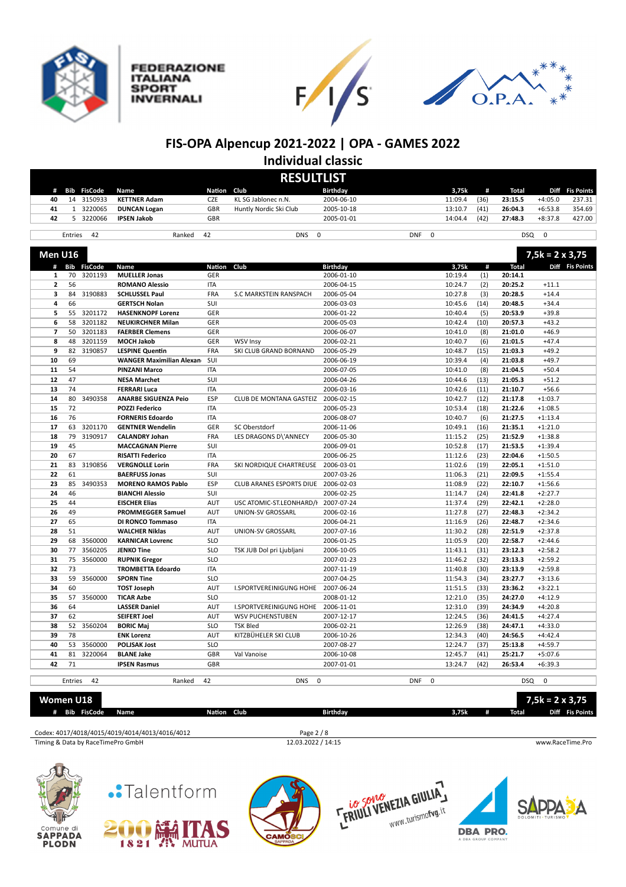# FIS-OPA Alpencup 2021-2022 | OPA - GAMES 2022

## Individual classic

### RESULTLIST

| # | Bib | FisCode | Name | Nation | Club | Birthday | 3,75k | # | Total | Diff | Fis Points |
|---|---|---|---|---|---|---|---|---|---|---|---|
| 40 | 14 | 3150933 | KETTNER Adam | CZE | KL SG Jablonec n.N. | 2004-06-10 | 11:09.4 | (36) | 23:15.5 | +4:05.0 | 237.31 |
| 41 | 1 | 3220065 | DUNCAN Logan | GBR | Huntly Nordic Ski Club | 2005-10-18 | 13:10.7 | (41) | 26:04.3 | +6:53.8 | 354.69 |
| 42 | 5 | 3220066 | IPSEN Jakob | GBR | | 2005-01-01 | 14:04.4 | (42) | 27:48.3 | +8:37.8 | 427.00 |

Entries 42 | Ranked 42 | DNS 0 | DNF 0 | DSQ 0

## Men U16

7,5k = 2 x 3,75

| # | Bib | FisCode | Name | Nation | Club | Birthday | 3,75k | # | Total | Diff | Fis Points |
|---|---|---|---|---|---|---|---|---|---|---|---|
| 1 | 70 | 3201193 | MUELLER Jonas | GER | | 2006-01-10 | 10:19.4 | (1) | 20:14.1 | | |
| 2 | 56 | | ROMANO Alessio | ITA | | 2006-04-15 | 10:24.7 | (2) | 20:25.2 | +11.1 | |
| 3 | 84 | 3190883 | SCHLUSSEL Paul | FRA | S.C MARKSTEIN RANSPACH | 2006-05-04 | 10:27.8 | (3) | 20:28.5 | +14.4 | |
| 4 | 66 | | GERTSCH Nolan | SUI | | 2006-03-03 | 10:45.6 | (14) | 20:48.5 | +34.4 | |
| 5 | 55 | 3201172 | HASENKNOPF Lorenz | GER | | 2006-01-22 | 10:40.4 | (5) | 20:53.9 | +39.8 | |
| 6 | 58 | 3201182 | NEUKIRCHNER Milan | GER | | 2006-05-03 | 10:42.4 | (10) | 20:57.3 | +43.2 | |
| 7 | 50 | 3201183 | FAERBER Clemens | GER | | 2006-06-07 | 10:41.0 | (8) | 21:01.0 | +46.9 | |
| 8 | 48 | 3201159 | MOCH Jakob | GER | WSV Insy | 2006-02-21 | 10:40.7 | (6) | 21:01.5 | +47.4 | |
| 9 | 82 | 3190857 | LESPINE Quentin | FRA | SKI CLUB GRAND BORNAND | 2006-05-29 | 10:48.7 | (15) | 21:03.3 | +49.2 | |
| 10 | 69 | | WANGER Maximilian Alexan | SUI | | 2006-06-19 | 10:39.4 | (4) | 21:03.8 | +49.7 | |
| 11 | 54 | | PINZANI Marco | ITA | | 2006-07-05 | 10:41.0 | (8) | 21:04.5 | +50.4 | |
| 12 | 47 | | NESA Marchet | SUI | | 2006-04-26 | 10:44.6 | (13) | 21:05.3 | +51.2 | |
| 13 | 74 | | FERRARI Luca | ITA | | 2006-03-16 | 10:42.6 | (11) | 21:10.7 | +56.6 | |
| 14 | 80 | 3490358 | ANARBE SIGUENZA Peio | ESP | CLUB DE MONTANA GASTEIZ | 2006-02-15 | 10:42.7 | (12) | 21:17.8 | +1:03.7 | |
| 15 | 72 | | POZZI Federico | ITA | | 2006-05-23 | 10:53.4 | (18) | 21:22.6 | +1:08.5 | |
| 16 | 76 | | FORNERIS Edoardo | ITA | | 2006-08-07 | 10:40.7 | (6) | 21:27.5 | +1:13.4 | |
| 17 | 63 | 3201170 | GENTNER Wendelin | GER | SC Oberstdorf | 2006-11-06 | 10:49.1 | (16) | 21:35.1 | +1:21.0 | |
| 18 | 79 | 3190917 | CALANDRY Johan | FRA | LES DRAGONS D\'ANNECY | 2006-05-30 | 11:15.2 | (25) | 21:52.9 | +1:38.8 | |
| 19 | 45 | | MACCAGNAN Pierre | SUI | | 2006-09-01 | 10:52.8 | (17) | 21:53.5 | +1:39.4 | |
| 20 | 67 | | RISATTI Federico | ITA | | 2006-06-25 | 11:12.6 | (23) | 22:04.6 | +1:50.5 | |
| 21 | 83 | 3190856 | VERGNOLLE Lorin | FRA | SKI NORDIQUE CHARTREUSE | 2006-03-01 | 11:02.6 | (19) | 22:05.1 | +1:51.0 | |
| 22 | 61 | | BAERFUSS Jonas | SUI | | 2007-03-26 | 11:06.3 | (21) | 22:09.5 | +1:55.4 | |
| 23 | 85 | 3490353 | MORENO RAMOS Pablo | ESP | CLUB ARANES ESPORTS DIUE | 2006-02-03 | 11:08.9 | (22) | 22:10.7 | +1:56.6 | |
| 24 | 46 | | BIANCHI Alessio | SUI | | 2006-02-25 | 11:14.7 | (24) | 22:41.8 | +2:27.7 | |
| 25 | 44 | | EISCHER Elias | AUT | USC ATOMIC-ST.LEONHARD/I | 2007-07-24 | 11:37.4 | (29) | 22:42.1 | +2:28.0 | |
| 26 | 49 | | PROMMEGGER Samuel | AUT | UNION-SV GROSSARL | 2006-02-16 | 11:27.8 | (27) | 22:48.3 | +2:34.2 | |
| 27 | 65 | | DI RONCO Tommaso | ITA | | 2006-04-21 | 11:16.9 | (26) | 22:48.7 | +2:34.6 | |
| 28 | 51 | | WALCHER Niklas | AUT | UNION-SV GROSSARL | 2007-07-16 | 11:30.2 | (28) | 22:51.9 | +2:37.8 | |
| 29 | 68 | 3560000 | KARNICAR Lovrenc | SLO | | 2006-01-25 | 11:05.9 | (20) | 22:58.7 | +2:44.6 | |
| 30 | 77 | 3560205 | JENKO Tine | SLO | TSK JUB Dol pri Ljubljani | 2006-10-05 | 11:43.1 | (31) | 23:12.3 | +2:58.2 | |
| 31 | 75 | 3560000 | RUPNIK Gregor | SLO | | 2007-01-23 | 11:46.2 | (32) | 23:13.3 | +2:59.2 | |
| 32 | 73 | | TROMBETTA Edoardo | ITA | | 2007-11-19 | 11:40.8 | (30) | 23:13.9 | +2:59.8 | |
| 33 | 59 | 3560000 | SPORN Tine | SLO | | 2007-04-25 | 11:54.3 | (34) | 23:27.7 | +3:13.6 | |
| 34 | 60 | | TOST Joseph | AUT | I.SPORTVEREINIGUNG HOHE | 2007-06-24 | 11:51.5 | (33) | 23:36.2 | +3:22.1 | |
| 35 | 57 | 3560000 | TICAR Azbe | SLO | | 2008-01-12 | 12:21.0 | (35) | 24:27.0 | +4:12.9 | |
| 36 | 64 | | LASSER Daniel | AUT | I.SPORTVEREINIGUNG HOHE | 2006-11-01 | 12:31.0 | (39) | 24:34.9 | +4:20.8 | |
| 37 | 62 | | SEIFERT Joel | AUT | WSV PUCHENSTUBEN | 2007-12-17 | 12:24.5 | (36) | 24:41.5 | +4:27.4 | |
| 38 | 52 | 3560204 | BORIC Maj | SLO | TSK Bled | 2006-02-21 | 12:26.9 | (38) | 24:47.1 | +4:33.0 | |
| 39 | 78 | | ENK Lorenz | AUT | KITZBÜHELER SKI CLUB | 2006-10-26 | 12:34.3 | (40) | 24:56.5 | +4:42.4 | |
| 40 | 53 | 3560000 | POLJSAK Jost | SLO | | 2007-08-27 | 12:24.7 | (37) | 25:13.8 | +4:59.7 | |
| 41 | 81 | 3220064 | BLANE Jake | GBR | Val Vanoise | 2006-10-08 | 12:45.7 | (41) | 25:21.7 | +5:07.6 | |
| 42 | 71 | | IPSEN Rasmus | GBR | | 2007-01-01 | 13:24.7 | (42) | 26:53.4 | +6:39.3 | |

Entries 42 | Ranked 42 | DNS 0 | DNF 0 | DSQ 0

## Women U18

7,5k = 2 x 3,75

| # | Bib | FisCode | Name | Nation | Club | Birthday | 3,75k | # | Total | Diff | Fis Points |
|---|---|---|---|---|---|---|---|---|---|---|---|

Codex: 4017/4018/4015/4019/4014/4013/4016/4012

Timing & Data by RaceTimePro GmbH — 12.03.2022 / 14:15 — www.RaceTime.Pro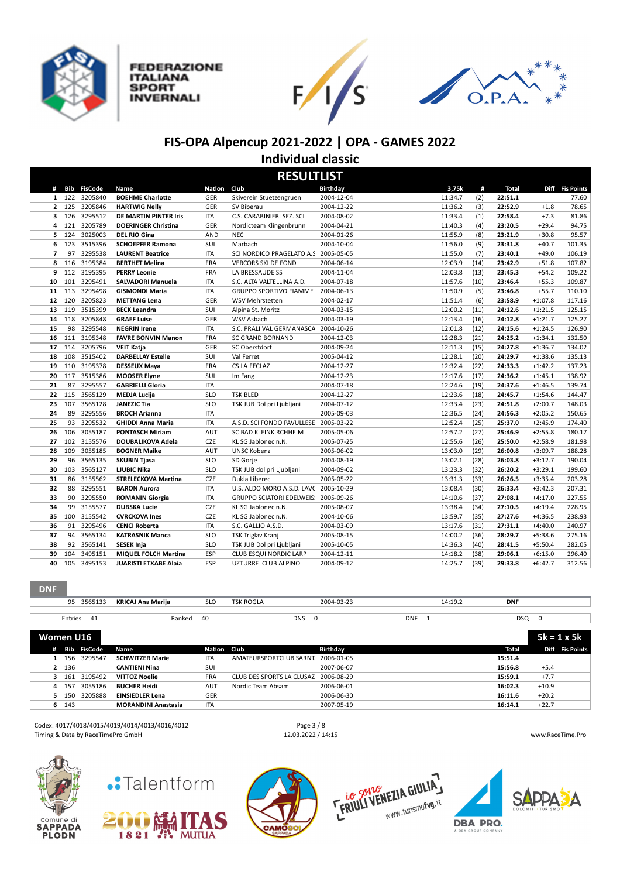# FIS-OPA Alpencup 2021-2022 | OPA - GAMES 2022

## Individual classic

## RESULTLIST

| # | Bib | FisCode | Name | Nation | Club | Birthday | 3,75k | # | Total | Diff | Fis Points |
|---|---|---|---|---|---|---|---|---|---|---|---|
| 1 | 122 | 3205840 | **BOEHME Charlotte** | GER | Skiverein Stuetzengruen | 2004-12-04 | 11:34.7 | (2) | **22:51.1** | | 77.60 |
| 2 | 125 | 3205846 | **HARTWIG Nelly** | GER | SV Biberau | 2004-12-22 | 11:36.2 | (3) | **22:52.9** | +1.8 | 78.65 |
| 3 | 126 | 3295512 | **DE MARTIN PINTER Iris** | ITA | C.S. CARABINIERI SEZ. SCI | 2004-08-02 | 11:33.4 | (1) | **22:58.4** | +7.3 | 81.86 |
| 4 | 121 | 3205789 | **DOERINGER Christina** | GER | Nordicteam Klingenbrunn | 2004-04-21 | 11:40.3 | (4) | **23:20.5** | +29.4 | 94.75 |
| 5 | 124 | 3025003 | **DEL RIO Gina** | AND | NEC | 2004-01-26 | 11:55.9 | (8) | **23:21.9** | +30.8 | 95.57 |
| 6 | 123 | 3515396 | **SCHOEPFER Ramona** | SUI | Marbach | 2004-10-04 | 11:56.0 | (9) | **23:31.8** | +40.7 | 101.35 |
| 7 | 97 | 3295538 | **LAURENT Beatrice** | ITA | SCI NORDICO PRAGELATO A.S | 2005-05-05 | 11:55.0 | (7) | **23:40.1** | +49.0 | 106.19 |
| 8 | 116 | 3195384 | **BERTHET Melina** | FRA | VERCORS SKI DE FOND | 2004-06-14 | 12:03.9 | (14) | **23:42.9** | +51.8 | 107.82 |
| 9 | 112 | 3195395 | **PERRY Leonie** | FRA | LA BRESSAUDE SS | 2004-11-04 | 12:03.8 | (13) | **23:45.3** | +54.2 | 109.22 |
| 10 | 101 | 3295491 | **SALVADORI Manuela** | ITA | S.C. ALTA VALTELLINA A.D. | 2004-07-18 | 11:57.6 | (10) | **23:46.4** | +55.3 | 109.87 |
| 11 | 113 | 3295498 | **GISMONDI Maria** | ITA | GRUPPO SPORTIVO FIAMME | 2004-06-13 | 11:50.9 | (5) | **23:46.8** | +55.7 | 110.10 |
| 12 | 120 | 3205823 | **METTANG Lena** | GER | WSV Mehrstetten | 2004-02-17 | 11:51.4 | (6) | **23:58.9** | +1:07.8 | 117.16 |
| 13 | 119 | 3515399 | **BECK Leandra** | SUI | Alpina St. Moritz | 2004-03-15 | 12:00.2 | (11) | **24:12.6** | +1:21.5 | 125.15 |
| 14 | 118 | 3205848 | **GRAEF Luise** | GER | WSV Asbach | 2004-03-19 | 12:13.4 | (16) | **24:12.8** | +1:21.7 | 125.27 |
| 15 | 98 | 3295548 | **NEGRIN Irene** | ITA | S.C. PRALI VAL GERMANASCA | 2004-10-26 | 12:01.8 | (12) | **24:15.6** | +1:24.5 | 126.90 |
| 16 | 111 | 3195348 | **FAVRE BONVIN Manon** | FRA | SC GRAND BORNAND | 2004-12-03 | 12:28.3 | (21) | **24:25.2** | +1:34.1 | 132.50 |
| 17 | 114 | 3205796 | **VEIT Katja** | GER | SC Oberstdorf | 2004-09-24 | 12:11.3 | (15) | **24:27.8** | +1:36.7 | 134.02 |
| 18 | 108 | 3515402 | **DARBELLAY Estelle** | SUI | Val Ferret | 2005-04-12 | 12:28.1 | (20) | **24:29.7** | +1:38.6 | 135.13 |
| 19 | 110 | 3195378 | **DESSEUX Maya** | FRA | CS LA FECLAZ | 2004-12-27 | 12:32.4 | (22) | **24:33.3** | +1:42.2 | 137.23 |
| 20 | 117 | 3515386 | **MOOSER Elyne** | SUI | Im Fang | 2004-12-23 | 12:17.6 | (17) | **24:36.2** | +1:45.1 | 138.92 |
| 21 | 87 | 3295557 | **GABRIELLI Gloria** | ITA | | 2004-07-18 | 12:24.6 | (19) | **24:37.6** | +1:46.5 | 139.74 |
| 22 | 115 | 3565129 | **MEDJA Lucija** | SLO | TSK BLED | 2004-12-27 | 12:23.6 | (18) | **24:45.7** | +1:54.6 | 144.47 |
| 23 | 107 | 3565128 | **JANEZIC Tia** | SLO | TSK JUB Dol pri Ljubljani | 2004-07-12 | 12:33.4 | (23) | **24:51.8** | +2:00.7 | 148.03 |
| 24 | 89 | 3295556 | **BROCH Arianna** | ITA | | 2005-09-03 | 12:36.5 | (24) | **24:56.3** | +2:05.2 | 150.65 |
| 25 | 93 | 3295532 | **GHIDDI Anna Maria** | ITA | A.S.D. SCI FONDO PAVULLESE | 2005-03-22 | 12:52.4 | (25) | **25:37.0** | +2:45.9 | 174.40 |
| 26 | 106 | 3055187 | **PONTASCH Miriam** | AUT | SC BAD KLEINKIRCHHEIM | 2005-05-06 | 12:57.2 | (27) | **25:46.9** | +2:55.8 | 180.17 |
| 27 | 102 | 3155576 | **DOUBALIKOVA Adela** | CZE | KL SG Jablonec n.N. | 2005-07-25 | 12:55.6 | (26) | **25:50.0** | +2:58.9 | 181.98 |
| 28 | 109 | 3055185 | **BOGNER Maike** | AUT | UNSC Kobenz | 2005-06-02 | 13:03.0 | (29) | **26:00.8** | +3:09.7 | 188.28 |
| 29 | 96 | 3565135 | **SKUBIN Tjasa** | SLO | SD Gorje | 2004-08-19 | 13:02.1 | (28) | **26:03.8** | +3:12.7 | 190.04 |
| 30 | 103 | 3565127 | **LJUBIC Nika** | SLO | TSK JUB dol pri Ljubljani | 2004-09-02 | 13:23.3 | (32) | **26:20.2** | +3:29.1 | 199.60 |
| 31 | 86 | 3155562 | **STRELECKOVA Martina** | CZE | Dukla Liberec | 2005-05-22 | 13:31.3 | (33) | **26:26.5** | +3:35.4 | 203.28 |
| 32 | 88 | 3295551 | **BARON Aurora** | ITA | U.S. ALDO MORO A.S.D. LAVC | 2005-10-29 | 13:08.4 | (30) | **26:33.4** | +3:42.3 | 207.31 |
| 33 | 90 | 3295550 | **ROMANIN Giorgia** | ITA | GRUPPO SCIATORI EDELWEIS | 2005-09-26 | 14:10.6 | (37) | **27:08.1** | +4:17.0 | 227.55 |
| 34 | 99 | 3155577 | **DUBSKA Lucie** | CZE | KL SG Jablonec n.N. | 2005-08-07 | 13:38.4 | (34) | **27:10.5** | +4:19.4 | 228.95 |
| 35 | 100 | 3155542 | **CVRCKOVA Ines** | CZE | KL SG Jablonec n.N. | 2004-10-06 | 13:59.7 | (35) | **27:27.6** | +4:36.5 | 238.93 |
| 36 | 91 | 3295496 | **CENCI Roberta** | ITA | S.C. GALLIO A.S.D. | 2004-03-09 | 13:17.6 | (31) | **27:31.1** | +4:40.0 | 240.97 |
| 37 | 94 | 3565134 | **KATRASNIK Manca** | SLO | TSK Triglav Kranj | 2005-08-15 | 14:00.2 | (36) | **28:29.7** | +5:38.6 | 275.16 |
| 38 | 92 | 3565141 | **SESEK Inja** | SLO | TSK JUB Dol pri Ljubljani | 2005-10-05 | 14:36.3 | (40) | **28:41.5** | +5:50.4 | 282.05 |
| 39 | 104 | 3495151 | **MIQUEL FOLCH Martina** | ESP | CLUB ESQUI NORDIC LARP | 2004-12-11 | 14:18.2 | (38) | **29:06.1** | +6:15.0 | 296.40 |
| 40 | 105 | 3495153 | **JUARISTI ETXABE Alaia** | ESP | UZTURRE CLUB ALPINO | 2004-09-12 | 14:25.7 | (39) | **29:33.8** | +6:42.7 | 312.56 |

### DNF

| Bib | FisCode | Name | Nation | Club | Birthday | 3,75k | Total |
|---|---|---|---|---|---|---|---|
| 95 | 3565133 | **KRICAJ Ana Marija** | SLO | TSK ROGLA | 2004-03-23 | 14:19.2 | DNF |

Entries 41 | Ranked 40 | DNS 0 | DNF 1 | DSQ 0

## Women U16 — 5k = 1 x 5k

| # | Bib | FisCode | Name | Nation | Club | Birthday | Total | Diff | Fis Points |
|---|---|---|---|---|---|---|---|---|---|
| 1 | 156 | 3295547 | **SCHWITZER Marie** | ITA | AMATEURSPORTCLUB SARNT | 2006-01-05 | **15:51.4** | | |
| 2 | 136 | | **CANTIENI Nina** | SUI | | 2007-06-07 | **15:56.8** | +5.4 | |
| 3 | 161 | 3195492 | **VITTOZ Noelie** | FRA | CLUB DES SPORTS LA CLUSAZ | 2006-08-29 | **15:59.1** | +7.7 | |
| 4 | 157 | 3055186 | **BUCHER Heidi** | AUT | Nordic Team Absam | 2006-06-01 | **16:02.3** | +10.9 | |
| 5 | 150 | 3205888 | **EINSIEDLER Lena** | GER | | 2006-06-30 | **16:11.6** | +20.2 | |
| 6 | 143 | | **MORANDINI Anastasia** | ITA | | 2007-05-19 | **16:14.1** | +22.7 | |

Codex: 4017/4018/4015/4019/4014/4013/4016/4012

12.03.2022 / 14:15

Timing & Data by RaceTimePro GmbH — www.RaceTime.Pro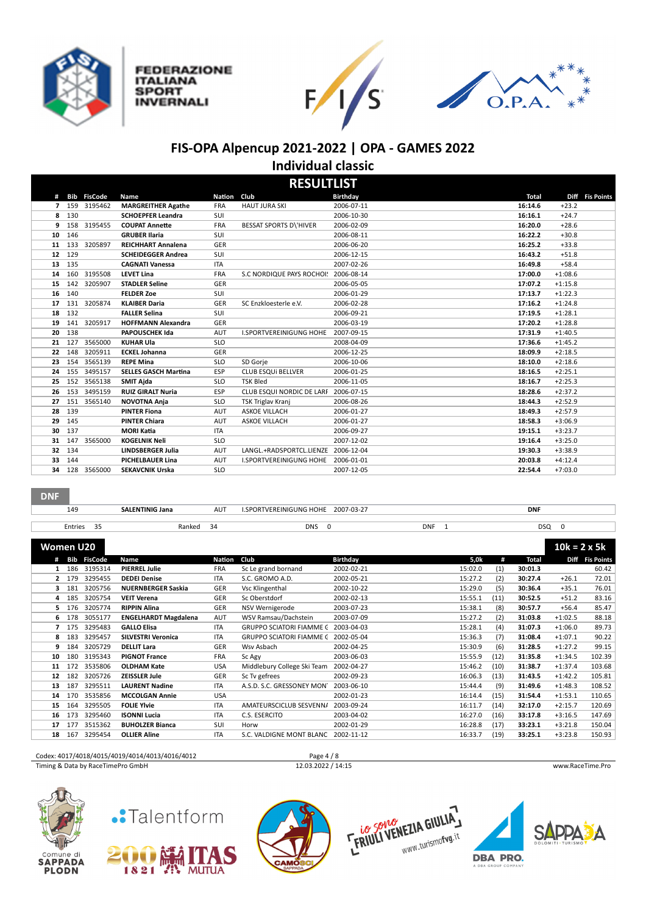# FIS-OPA Alpencup 2021-2022 | OPA - GAMES 2022

## Individual classic

### RESULTLIST

| # | Bib | FisCode | Name | Nation | Club | Birthday | Total | Diff | Fis Points |
|---|---|---|---|---|---|---|---|---|---|
| 7 | 159 | 3195462 | **MARGREITHER Agathe** | FRA | HAUT JURA SKI | 2006-07-11 | **16:14.6** | +23.2 | |
| 8 | 130 | | **SCHOEPFER Leandra** | SUI | | 2006-10-30 | **16:16.1** | +24.7 | |
| 9 | 158 | 3195455 | **COUPAT Annette** | FRA | BESSAT SPORTS D\'HIVER | 2006-02-09 | **16:20.0** | +28.6 | |
| 10 | 146 | | **GRUBER Ilaria** | SUI | | 2006-08-11 | **16:22.2** | +30.8 | |
| 11 | 133 | 3205897 | **REICHHART Annalena** | GER | | 2006-06-20 | **16:25.2** | +33.8 | |
| 12 | 129 | | **SCHEIDEGGER Andrea** | SUI | | 2006-12-15 | **16:43.2** | +51.8 | |
| 13 | 135 | | **CAGNATI Vanessa** | ITA | | 2007-02-26 | **16:49.8** | +58.4 | |
| 14 | 160 | 3195508 | **LEVET Lina** | FRA | S.C NORDIQUE PAYS ROCHOI | 2006-08-14 | **17:00.0** | +1:08.6 | |
| 15 | 142 | 3205907 | **STADLER Seline** | GER | | 2006-05-05 | **17:07.2** | +1:15.8 | |
| 16 | 140 | | **FELDER Zoe** | SUI | | 2006-01-29 | **17:13.7** | +1:22.3 | |
| 17 | 131 | 3205874 | **KLAIBER Daria** | GER | SC Enzkloesterle e.V. | 2006-02-28 | **17:16.2** | +1:24.8 | |
| 18 | 132 | | **FALLER Selina** | SUI | | 2006-09-21 | **17:19.5** | +1:28.1 | |
| 19 | 141 | 3205917 | **HOFFMANN Alexandra** | GER | | 2006-03-19 | **17:20.2** | +1:28.8 | |
| 20 | 138 | | **PAPOUSCHEK Ida** | AUT | I.SPORTVEREINIGUNG HOHE | 2007-09-15 | **17:31.9** | +1:40.5 | |
| 21 | 127 | 3565000 | **KUHAR Ula** | SLO | | 2008-04-09 | **17:36.6** | +1:45.2 | |
| 22 | 148 | 3205911 | **ECKEL Johanna** | GER | | 2006-12-25 | **18:09.9** | +2:18.5 | |
| 23 | 154 | 3565139 | **REPE Mina** | SLO | SD Gorje | 2006-10-06 | **18:10.0** | +2:18.6 | |
| 24 | 155 | 3495157 | **SELLES GASCH Martina** | ESP | CLUB ESQUI BELLVER | 2006-01-25 | **18:16.5** | +2:25.1 | |
| 25 | 152 | 3565138 | **SMIT Ajda** | SLO | TSK Bled | 2006-11-05 | **18:16.7** | +2:25.3 | |
| 26 | 153 | 3495159 | **RUIZ GIRALT Nuria** | ESP | CLUB ESQUI NORDIC DE LARF | 2006-07-15 | **18:28.6** | +2:37.2 | |
| 27 | 151 | 3565140 | **NOVOTNA Anja** | SLO | TSK Triglav Kranj | 2006-08-26 | **18:44.3** | +2:52.9 | |
| 28 | 139 | | **PINTER Fiona** | AUT | ASKOE VILLACH | 2006-01-27 | **18:49.3** | +2:57.9 | |
| 29 | 145 | | **PINTER Chiara** | AUT | ASKOE VILLACH | 2006-01-27 | **18:58.3** | +3:06.9 | |
| 30 | 137 | | **MORI Katia** | ITA | | 2006-09-27 | **19:15.1** | +3:23.7 | |
| 31 | 147 | 3565000 | **KOGELNIK Neli** | SLO | | 2007-12-02 | **19:16.4** | +3:25.0 | |
| 32 | 134 | | **LINDSBERGER Julia** | AUT | LANGL.+RADSPORTCL.LIENZE | 2006-12-04 | **19:30.3** | +3:38.9 | |
| 33 | 144 | | **PICHELBAUER Lina** | AUT | I.SPORTVEREINIGUNG HOHE | 2006-01-01 | **20:03.8** | +4:12.4 | |
| 34 | 128 | 3565000 | **SEKAVCNIK Urska** | SLO | | 2007-12-05 | **22:54.4** | +7:03.0 | |

### DNF

| Bib | Name | Nation | Club | Birthday | Total |
|---|---|---|---|---|---|
| 149 | **SALENTINIG Jana** | AUT | I.SPORTVEREINIGUNG HOHE | 2007-03-27 | **DNF** |

Entries 35 | Ranked 34 | DNS 0 | DNF 1 | DSQ 0

### Women U20 — 10k = 2 x 5k

| # | Bib | FisCode | Name | Nation | Club | Birthday | 5,0k | # | Total | Diff | Fis Points |
|---|---|---|---|---|---|---|---|---|---|---|---|
| 1 | 186 | 3195314 | **PIERREL Julie** | FRA | Sc Le grand bornand | 2002-02-21 | 15:02.0 | (1) | **30:01.3** | | 60.42 |
| 2 | 179 | 3295455 | **DEDEI Denise** | ITA | S.C. GROMO A.D. | 2002-05-21 | 15:27.2 | (2) | **30:27.4** | +26.1 | 72.01 |
| 3 | 181 | 3205756 | **NUERNBERGER Saskia** | GER | Vsc Klingenthal | 2002-10-22 | 15:29.0 | (5) | **30:36.4** | +35.1 | 76.01 |
| 4 | 185 | 3205754 | **VEIT Verena** | GER | Sc Oberstdorf | 2002-02-13 | 15:55.1 | (11) | **30:52.5** | +51.2 | 83.16 |
| 5 | 176 | 3205774 | **RIPPIN Alina** | GER | NSV Wernigerode | 2003-07-23 | 15:38.1 | (8) | **30:57.7** | +56.4 | 85.47 |
| 6 | 178 | 3055177 | **ENGELHARDT Magdalena** | AUT | WSV Ramsau/Dachstein | 2003-07-09 | 15:27.2 | (2) | **31:03.8** | +1:02.5 | 88.18 |
| 7 | 175 | 3295483 | **GALLO Elisa** | ITA | GRUPPO SCIATORI FIAMME ( | 2003-04-03 | 15:28.1 | (4) | **31:07.3** | +1:06.0 | 89.73 |
| 8 | 183 | 3295457 | **SILVESTRI Veronica** | ITA | GRUPPO SCIATORI FIAMME ( | 2002-05-04 | 15:36.3 | (7) | **31:08.4** | +1:07.1 | 90.22 |
| 9 | 184 | 3205729 | **DELLIT Lara** | GER | Wsv Asbach | 2002-04-25 | 15:30.9 | (6) | **31:28.5** | +1:27.2 | 99.15 |
| 10 | 180 | 3195343 | **PIGNOT France** | FRA | Sc Agy | 2003-06-03 | 15:55.9 | (12) | **31:35.8** | +1:34.5 | 102.39 |
| 11 | 172 | 3535806 | **OLDHAM Kate** | USA | Middlebury College Ski Team | 2002-04-27 | 15:46.2 | (10) | **31:38.7** | +1:37.4 | 103.68 |
| 12 | 182 | 3205726 | **ZEISSLER Jule** | GER | Sc Tv gefrees | 2002-09-23 | 16:06.3 | (13) | **31:43.5** | +1:42.2 | 105.81 |
| 13 | 187 | 3295511 | **LAURENT Nadine** | ITA | A.S.D. S.C. GRESSONEY MON | 2003-06-10 | 15:44.4 | (9) | **31:49.6** | +1:48.3 | 108.52 |
| 14 | 170 | 3535856 | **MCCOLGAN Annie** | USA | | 2002-01-23 | 16:14.4 | (15) | **31:54.4** | +1:53.1 | 110.65 |
| 15 | 164 | 3295505 | **FOLIE Ylvie** | ITA | AMATEURSCICLUB SESVENN/ | 2003-09-24 | 16:11.7 | (14) | **32:17.0** | +2:15.7 | 120.69 |
| 16 | 173 | 3295460 | **ISONNI Lucia** | ITA | C.S. ESERCITO | 2003-04-02 | 16:27.0 | (16) | **33:17.8** | +3:16.5 | 147.69 |
| 17 | 177 | 3515362 | **BUHOLZER Bianca** | SUI | Horw | 2002-01-29 | 16:28.8 | (17) | **33:23.1** | +3:21.8 | 150.04 |
| 18 | 167 | 3295454 | **OLLIER Aline** | ITA | S.C. VALDIGNE MONT BLANC | 2002-11-12 | 16:33.7 | (19) | **33:25.1** | +3:23.8 | 150.93 |

Codex: 4017/4018/4015/4019/4014/4013/4016/4012

12.03.2022 / 14:15

Timing & Data by RaceTimePro GmbH — www.RaceTime.Pro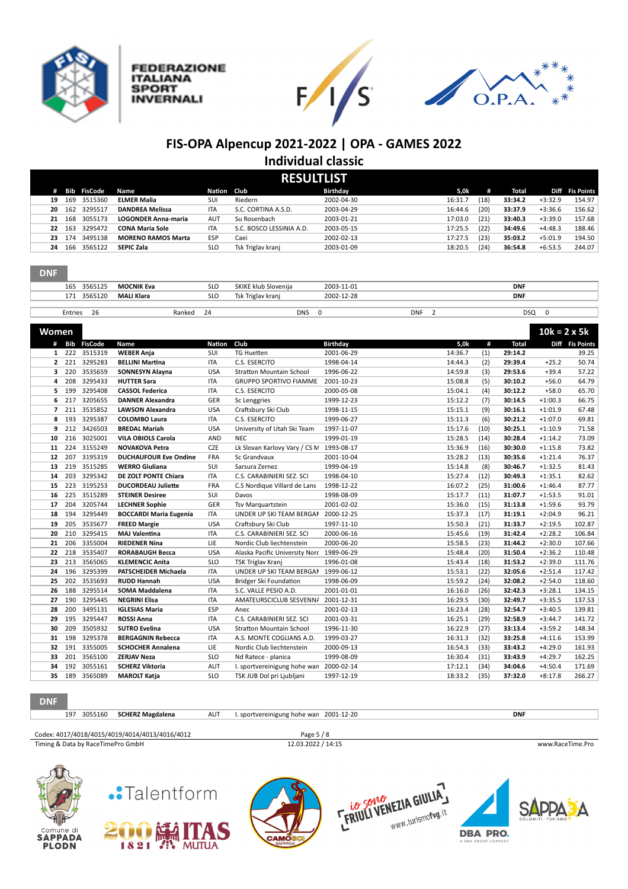# FIS-OPA Alpencup 2021-2022 | OPA - GAMES 2022

## Individual classic

### RESULTLIST

| # | Bib | FisCode | Name | Nation | Club | Birthday | 5,0k | # | Total | Diff | Fis Points |
|---|---|---|---|---|---|---|---|---|---|---|---|
| 19 | 169 | 3515360 | **ELMER Malia** | SUI | Riedern | 2002-04-30 | 16:31.7 | (18) | **33:34.2** | +3:32.9 | 154.97 |
| 20 | 162 | 3295517 | **DANDREA Melissa** | ITA | S.C. CORTINA A.S.D. | 2003-04-29 | 16:44.6 | (20) | **33:37.9** | +3:36.6 | 156.62 |
| 21 | 168 | 3055173 | **LOGONDER Anna-maria** | AUT | Su Rosenbach | 2003-01-21 | 17:03.0 | (21) | **33:40.3** | +3:39.0 | 157.68 |
| 22 | 163 | 3295472 | **CONA Maria Sole** | ITA | S.C. BOSCO LESSINIA A.D. | 2003-05-15 | 17:25.5 | (22) | **34:49.6** | +4:48.3 | 188.46 |
| 23 | 174 | 3495138 | **MORENO RAMOS Marta** | ESP | Caei | 2002-02-13 | 17:27.5 | (23) | **35:03.2** | +5:01.9 | 194.50 |
| 24 | 166 | 3565122 | **SEPIC Zala** | SLO | Tsk Triglav kranj | 2003-01-09 | 18:20.5 | (24) | **36:54.8** | +6:53.5 | 244.07 |

**DNF**

| Bib | FisCode | Name | Nation | Club | Birthday | Total |
|---|---|---|---|---|---|---|
| 165 | 3565125 | **MOCNIK Eva** | SLO | SKIKE klub Slovenija | 2003-11-01 | **DNF** |
| 171 | 3565120 | **MALI Klara** | SLO | Tsk Triglav kranj | 2002-12-28 | **DNF** |

Entries 26 | Ranked 24 | DNS 0 | DNF 2 | DSQ 0

## Women — 10k = 2 x 5k

| # | Bib | FisCode | Name | Nation | Club | Birthday | 5,0k | # | Total | Diff | Fis Points |
|---|---|---|---|---|---|---|---|---|---|---|---|
| 1 | 222 | 3515319 | **WEBER Anja** | SUI | TG Huetten | 2001-06-29 | 14:36.7 | (1) | **29:14.2** | | 39.25 |
| 2 | 221 | 3295283 | **BELLINI Martina** | ITA | C.S. ESERCITO | 1998-04-14 | 14:44.3 | (2) | **29:39.4** | +25.2 | 50.74 |
| 3 | 220 | 3535659 | **SONNESYN Alayna** | USA | Stratton Mountain School | 1996-06-22 | 14:59.8 | (3) | **29:53.6** | +39.4 | 57.22 |
| 4 | 208 | 3295433 | **HUTTER Sara** | ITA | GRUPPO SPORTIVO FIAMME | 2001-10-23 | 15:08.8 | (5) | **30:10.2** | +56.0 | 64.79 |
| 5 | 199 | 3295408 | **CASSOL Federica** | ITA | C.S. ESERCITO | 2000-05-08 | 15:04.1 | (4) | **30:12.2** | +58.0 | 65.70 |
| 6 | 217 | 3205655 | **DANNER Alexandra** | GER | Sc Lenggries | 1999-12-23 | 15:12.2 | (7) | **30:14.5** | +1:00.3 | 66.75 |
| 7 | 211 | 3535852 | **LAWSON Alexandra** | USA | Craftsbury Ski Club | 1998-11-15 | 15:15.1 | (9) | **30:16.1** | +1:01.9 | 67.48 |
| 8 | 193 | 3295387 | **COLOMBO Laura** | ITA | C.S. ESERCITO | 1999-06-27 | 15:11.3 | (6) | **30:21.2** | +1:07.0 | 69.81 |
| 9 | 212 | 3426503 | **BREDAL Mariah** | USA | University of Utah Ski Team | 1997-11-07 | 15:17.6 | (10) | **30:25.1** | +1:10.9 | 71.58 |
| 10 | 216 | 3025001 | **VILA OBIOLS Carola** | AND | NEC | 1999-01-19 | 15:28.5 | (14) | **30:28.4** | +1:14.2 | 73.09 |
| 11 | 224 | 3155249 | **NOVAKOVA Petra** | CZE | Lk Slovan Karlovy Vary / CS M | 1993-08-17 | 15:36.9 | (16) | **30:30.0** | +1:15.8 | 73.82 |
| 12 | 207 | 3195319 | **DUCHAUFOUR Eve Ondine** | FRA | Sc Grandvaux | 2001-10-04 | 15:28.2 | (13) | **30:35.6** | +1:21.4 | 76.37 |
| 13 | 219 | 3515285 | **WERRO Giuliana** | SUI | Sarsura Zernez | 1999-04-19 | 15:14.8 | (8) | **30:46.7** | +1:32.5 | 81.43 |
| 14 | 203 | 3295342 | **DE ZOLT PONTE Chiara** | ITA | C.S. CARABINIERI SEZ. SCI | 1998-04-10 | 15:27.4 | (12) | **30:49.3** | +1:35.1 | 82.62 |
| 15 | 223 | 3195253 | **DUCORDEAU Juliette** | FRA | C.S Nordique Villard de Lans | 1998-12-22 | 16:07.2 | (25) | **31:00.6** | +1:46.4 | 87.77 |
| 16 | 225 | 3515289 | **STEINER Desiree** | SUI | Davos | 1998-08-09 | 15:17.7 | (11) | **31:07.7** | +1:53.5 | 91.01 |
| 17 | 204 | 3205744 | **LECHNER Sophie** | GER | Tsv Marquartstein | 2001-02-02 | 15:36.0 | (15) | **31:13.8** | +1:59.6 | 93.79 |
| 18 | 194 | 3295449 | **BOCCARDI Maria Eugenia** | ITA | UNDER UP SKI TEAM BERGAM | 2000-12-25 | 15:37.3 | (17) | **31:19.1** | +2:04.9 | 96.21 |
| 19 | 205 | 3535677 | **FREED Margie** | USA | Craftsbury Ski Club | 1997-11-10 | 15:50.3 | (21) | **31:33.7** | +2:19.5 | 102.87 |
| 20 | 210 | 3295415 | **MAJ Valentina** | ITA | C.S. CARABINIERI SEZ. SCI | 2000-06-16 | 15:45.6 | (19) | **31:42.4** | +2:28.2 | 106.84 |
| 21 | 206 | 3355004 | **RIEDENER Nina** | LIE | Nordic Club liechtenstein | 2000-06-20 | 15:58.5 | (23) | **31:44.2** | +2:30.0 | 107.66 |
| 22 | 218 | 3535407 | **RORABAUGH Becca** | USA | Alaska Pacific University Norc | 1989-06-29 | 15:48.4 | (20) | **31:50.4** | +2:36.2 | 110.48 |
| 23 | 213 | 3565065 | **KLEMENCIC Anita** | SLO | TSK Triglav Kranj | 1996-01-08 | 15:43.4 | (18) | **31:53.2** | +2:39.0 | 111.76 |
| 24 | 196 | 3295399 | **PATSCHEIDER Michaela** | ITA | UNDER UP SKI TEAM BERGAM | 1999-06-12 | 15:53.1 | (22) | **32:05.6** | +2:51.4 | 117.42 |
| 25 | 202 | 3535693 | **RUDD Hannah** | USA | Bridger Ski Foundation | 1998-06-09 | 15:59.2 | (24) | **32:08.2** | +2:54.0 | 118.60 |
| 26 | 188 | 3295514 | **SOMA Maddalena** | ITA | S.C. VALLE PESIO A.D. | 2001-01-01 | 16:16.0 | (26) | **32:42.3** | +3:28.1 | 134.15 |
| 27 | 190 | 3295445 | **NEGRINI Elisa** | ITA | AMATERSCICLUB SESVENNA | 2001-12-31 | 16:29.5 | (30) | **32:49.7** | +3:35.5 | 137.53 |
| 28 | 200 | 3495131 | **IGLESIAS Maria** | ESP | Anec | 2001-02-13 | 16:23.4 | (28) | **32:54.7** | +3:40.5 | 139.81 |
| 29 | 195 | 3295447 | **ROSSI Anna** | ITA | C.S. CARABINIERI SEZ. SCI | 2001-03-31 | 16:25.1 | (29) | **32:58.9** | +3:44.7 | 141.72 |
| 30 | 209 | 3505932 | **SUTRO Evelina** | USA | Stratton Mountain School | 1996-11-30 | 16:22.9 | (27) | **33:13.4** | +3:59.2 | 148.34 |
| 31 | 198 | 3295378 | **BERGAGNIN Rebecca** | ITA | A.S. MONTE COGLIANS A.D. | 1999-03-27 | 16:31.3 | (32) | **33:25.8** | +4:11.6 | 153.99 |
| 32 | 191 | 3355005 | **SCHOCHER Annalena** | LIE | Nordic Club liechtenstein | 2000-09-13 | 16:54.3 | (33) | **33:43.2** | +4:29.0 | 161.93 |
| 33 | 201 | 3565100 | **ZERJAV Neza** | SLO | Nd Ratece - planica | 1999-08-09 | 16:30.4 | (31) | **33:43.9** | +4:29.7 | 162.25 |
| 34 | 192 | 3055161 | **SCHERZ Viktoria** | AUT | I. sportvereinigung hohe wan | 2000-02-14 | 17:12.1 | (34) | **34:04.6** | +4:50.4 | 171.69 |
| 35 | 189 | 3565089 | **MAROLT Katja** | SLO | TSK JUB Dol pri Ljubljani | 1997-12-19 | 18:33.2 | (35) | **37:32.0** | +8:17.8 | 266.27 |

**DNF**

| Bib | FisCode | Name | Nation | Club | Birthday | Total |
|---|---|---|---|---|---|---|
| 197 | 3055160 | **SCHERZ Magdalena** | AUT | I. sportvereinigung hohe wan | 2001-12-20 | **DNF** |

Codex: 4017/4018/4015/4019/4014/4013/4016/4012

Timing & Data by RaceTimePro GmbH — 12.03.2022 / 14:15 — www.RaceTime.Pro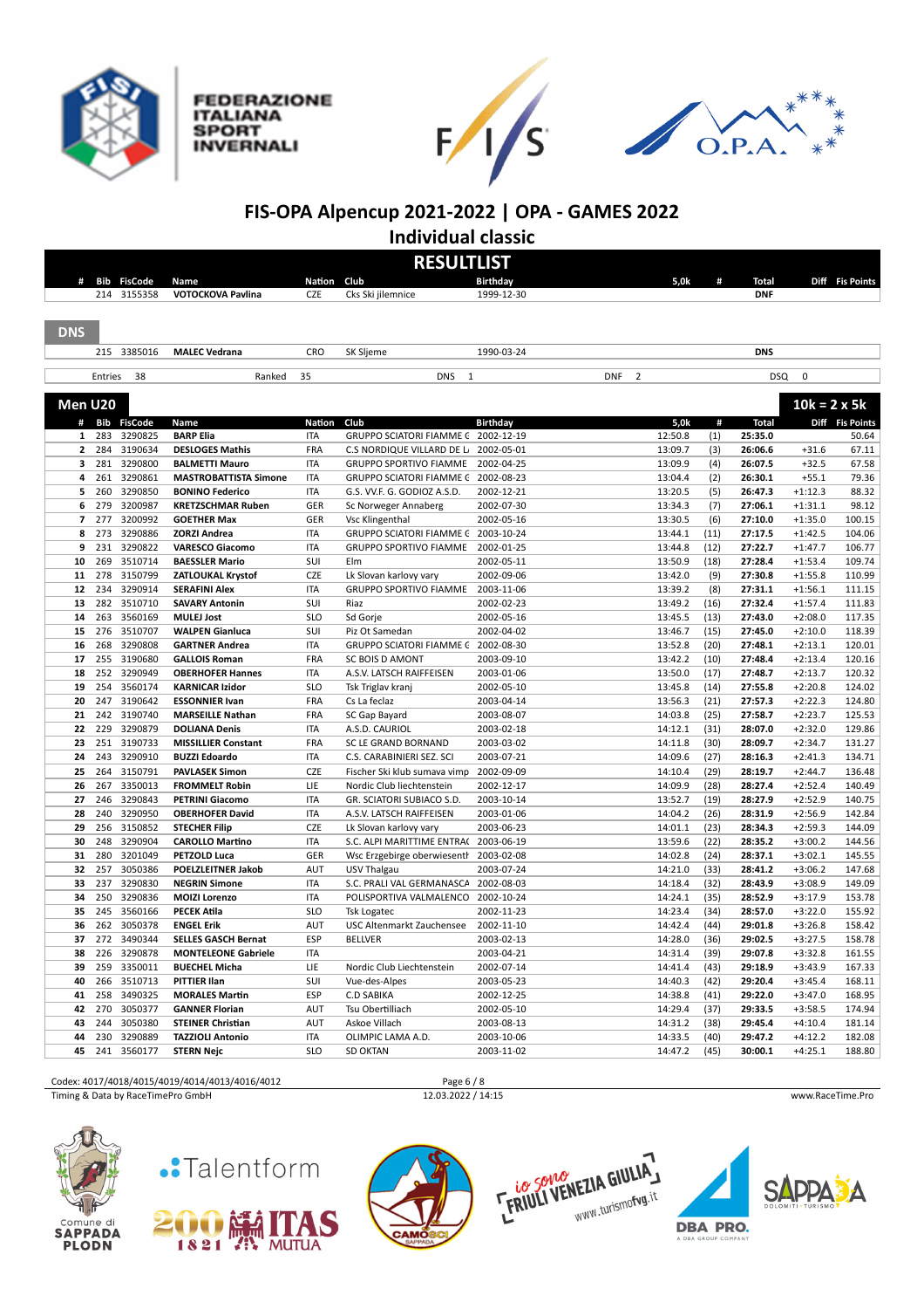# FIS-OPA Alpencup 2021-2022 | OPA - GAMES 2022

## Individual classic

## RESULTLIST

| # | Bib | FisCode | Name | Nation | Club | Birthday | 5,0k | # | Total | Diff | Fis Points |
|---|---|---|---|---|---|---|---|---|---|---|---|
| | 214 | 3155358 | VOTOCKOVA Pavlina | CZE | Cks Ski jilemnice | 1999-12-30 | | | DNF | | |

### DNS

| # | Bib | FisCode | Name | Nation | Club | Birthday | 5,0k | # | Total | Diff | Fis Points |
|---|---|---|---|---|---|---|---|---|---|---|---|
| | 215 | 3385016 | MALEC Vedrana | CRO | SK Sljeme | 1990-03-24 | | | DNS | | |

Entries 38 | Ranked 35 | DNS 1 | DNF 2 | DSQ 0

## Men U20

10k = 2 x 5k

| # | Bib | FisCode | Name | Nation | Club | Birthday | 5,0k | # | Total | Diff | Fis Points |
|---|---|---|---|---|---|---|---|---|---|---|---|
| 1 | 283 | 3290825 | BARP Elia | ITA | GRUPPO SCIATORI FIAMME ( | 2002-12-19 | 12:50.8 | (1) | 25:35.0 | | 50.64 |
| 2 | 284 | 3190634 | DESLOGES Mathis | FRA | C.S NORDIQUE VILLARD DE L | 2002-05-01 | 13:09.7 | (3) | 26:06.6 | +31.6 | 67.11 |
| 3 | 281 | 3290800 | BALMETTI Mauro | ITA | GRUPPO SPORTIVO FIAMME | 2002-04-25 | 13:09.9 | (4) | 26:07.5 | +32.5 | 67.58 |
| 4 | 261 | 3290861 | MASTROBATTISTA Simone | ITA | GRUPPO SCIATORI FIAMME ( | 2002-08-23 | 13:04.4 | (2) | 26:30.1 | +55.1 | 79.36 |
| 5 | 260 | 3290850 | BONINO Federico | ITA | G.S. VV.F. G. GODIOZ A.S.D. | 2002-12-21 | 13:20.5 | (5) | 26:47.3 | +1:12.3 | 88.32 |
| 6 | 279 | 3200987 | KRETZSCHMAR Ruben | GER | Sc Norweger Annaberg | 2002-07-30 | 13:34.3 | (7) | 27:06.1 | +1:31.1 | 98.12 |
| 7 | 277 | 3200992 | GOETHER Max | GER | Vsc Klingenthal | 2002-05-16 | 13:30.5 | (6) | 27:10.0 | +1:35.0 | 100.15 |
| 8 | 273 | 3290886 | ZORZI Andrea | ITA | GRUPPO SCIATORI FIAMME ( | 2003-10-24 | 13:44.1 | (11) | 27:17.5 | +1:42.5 | 104.06 |
| 9 | 231 | 3290822 | VARESCO Giacomo | ITA | GRUPPO SPORTIVO FIAMME | 2002-01-25 | 13:44.8 | (12) | 27:22.7 | +1:47.7 | 106.77 |
| 10 | 269 | 3510714 | BAESSLER Mario | SUI | Elm | 2002-05-11 | 13:50.9 | (18) | 27:28.4 | +1:53.4 | 109.74 |
| 11 | 278 | 3150799 | ZATLOUKAL Krystof | CZE | Lk Slovan karlovy vary | 2002-09-06 | 13:42.0 | (9) | 27:30.8 | +1:55.8 | 110.99 |
| 12 | 234 | 3290914 | SERAFINI Alex | ITA | GRUPPO SPORTIVO FIAMME | 2003-11-06 | 13:39.2 | (8) | 27:31.1 | +1:56.1 | 111.15 |
| 13 | 282 | 3510710 | SAVARY Antonin | SUI | Riaz | 2002-02-23 | 13:49.2 | (16) | 27:32.4 | +1:57.4 | 111.83 |
| 14 | 263 | 3560169 | MULEJ Jost | SLO | Sd Gorje | 2002-05-16 | 13:45.5 | (13) | 27:43.0 | +2:08.0 | 117.35 |
| 15 | 276 | 3510707 | WALPEN Gianluca | SUI | Piz Ot Samedan | 2002-04-02 | 13:46.7 | (15) | 27:45.0 | +2:10.0 | 118.39 |
| 16 | 268 | 3290808 | GARTNER Andrea | ITA | GRUPPO SCIATORI FIAMME ( | 2002-08-30 | 13:52.8 | (20) | 27:48.1 | +2:13.1 | 120.01 |
| 17 | 255 | 3190680 | GALLOIS Roman | FRA | SC BOIS D AMONT | 2003-09-10 | 13:42.2 | (10) | 27:48.4 | +2:13.4 | 120.16 |
| 18 | 252 | 3290949 | OBERHOFER Hannes | ITA | A.S.V. LATSCH RAIFFEISEN | 2003-01-06 | 13:50.0 | (17) | 27:48.7 | +2:13.7 | 120.32 |
| 19 | 254 | 3560174 | KARNICAR Izidor | SLO | Tsk Triglav kranj | 2002-05-10 | 13:45.8 | (14) | 27:55.8 | +2:20.8 | 124.02 |
| 20 | 247 | 3190642 | ESSONNIER Ivan | FRA | Cs La feclaz | 2003-04-14 | 13:56.3 | (21) | 27:57.3 | +2:22.3 | 124.80 |
| 21 | 242 | 3190740 | MARSEILLE Nathan | FRA | SC Gap Bayard | 2003-08-07 | 14:03.8 | (25) | 27:58.7 | +2:23.7 | 125.53 |
| 22 | 229 | 3290879 | DOLIANA Denis | ITA | A.S.D. CAURIOL | 2003-02-18 | 14:12.1 | (31) | 28:07.0 | +2:32.0 | 129.86 |
| 23 | 251 | 3190733 | MISSILLIER Constant | FRA | SC LE GRAND BORNAND | 2003-03-02 | 14:11.8 | (30) | 28:09.7 | +2:34.7 | 131.27 |
| 24 | 243 | 3290910 | BUZZI Edoardo | ITA | C.S. CARABINIERI SEZ. SCI | 2003-07-21 | 14:09.6 | (27) | 28:16.3 | +2:41.3 | 134.71 |
| 25 | 264 | 3150791 | PAVLASEK Simon | CZE | Fischer Ski klub sumava vimp | 2002-09-09 | 14:10.4 | (29) | 28:19.7 | +2:44.7 | 136.48 |
| 26 | 267 | 3350013 | FROMMELT Robin | LIE | Nordic Club liechtenstein | 2002-12-17 | 14:09.9 | (28) | 28:27.4 | +2:52.4 | 140.49 |
| 27 | 246 | 3290843 | PETRINI Giacomo | ITA | GR. SCIATORI SUBIACO S.D. | 2003-10-14 | 13:52.7 | (19) | 28:27.9 | +2:52.9 | 140.75 |
| 28 | 240 | 3290950 | OBERHOFER David | ITA | A.S.V. LATSCH RAIFFEISEN | 2003-01-06 | 14:04.2 | (26) | 28:31.9 | +2:56.9 | 142.84 |
| 29 | 256 | 3150852 | STECHER Filip | CZE | Lk Slovan karlovy vary | 2003-06-23 | 14:01.1 | (23) | 28:34.3 | +2:59.3 | 144.09 |
| 30 | 248 | 3290904 | CAROLLO Martino | ITA | S.C. ALPI MARITTIME ENTRA( | 2003-06-19 | 13:59.6 | (22) | 28:35.2 | +3:00.2 | 144.56 |
| 31 | 280 | 3201049 | PETZOLD Luca | GER | Wsc Erzgebirge oberwiesentl | 2003-02-08 | 14:02.8 | (24) | 28:37.1 | +3:02.1 | 145.55 |
| 32 | 257 | 3050386 | POELZLEITNER Jakob | AUT | USV Thalgau | 2003-07-24 | 14:21.0 | (33) | 28:41.2 | +3:06.2 | 147.68 |
| 33 | 237 | 3290830 | NEGRIN Simone | ITA | S.C. PRALI VAL GERMANASCA | 2002-08-03 | 14:18.4 | (32) | 28:43.9 | +3:08.9 | 149.09 |
| 34 | 250 | 3290836 | MOIZI Lorenzo | ITA | POLISPORTIVA VALMALENCO | 2002-10-24 | 14:24.1 | (35) | 28:52.9 | +3:17.9 | 153.78 |
| 35 | 245 | 3560166 | PECEK Atila | SLO | Tsk Logatec | 2002-11-23 | 14:23.4 | (34) | 28:57.0 | +3:22.0 | 155.92 |
| 36 | 262 | 3050378 | ENGEL Erik | AUT | USC Altenmarkt Zauchensee | 2002-11-10 | 14:42.4 | (44) | 29:01.8 | +3:26.8 | 158.42 |
| 37 | 272 | 3490344 | SELLES GASCH Bernat | ESP | BELLVER | 2003-02-13 | 14:28.0 | (36) | 29:02.5 | +3:27.5 | 158.78 |
| 38 | 226 | 3290878 | MONTELEONE Gabriele | ITA | | 2003-04-21 | 14:31.4 | (39) | 29:07.8 | +3:32.8 | 161.55 |
| 39 | 259 | 3350011 | BUECHEL Micha | LIE | Nordic Club Liechtenstein | 2002-07-14 | 14:41.4 | (43) | 29:18.9 | +3:43.9 | 167.33 |
| 40 | 266 | 3510713 | PITTIER Ilan | SUI | Vue-des-Alpes | 2003-05-23 | 14:40.3 | (42) | 29:20.4 | +3:45.4 | 168.11 |
| 41 | 258 | 3490325 | MORALES Martin | ESP | C.D SABIKA | 2002-12-25 | 14:38.8 | (41) | 29:22.0 | +3:47.0 | 168.95 |
| 42 | 270 | 3050377 | GANNER Florian | AUT | Tsu Obertilliach | 2002-05-10 | 14:29.4 | (37) | 29:33.5 | +3:58.5 | 174.94 |
| 43 | 244 | 3050380 | STEINER Christian | AUT | Askoe Villach | 2003-08-13 | 14:31.2 | (38) | 29:45.4 | +4:10.4 | 181.14 |
| 44 | 230 | 3290889 | TAZZIOLI Antonio | ITA | OLIMPIC LAMA A.D. | 2003-10-06 | 14:33.5 | (40) | 29:47.2 | +4:12.2 | 182.08 |
| 45 | 241 | 3560177 | STERN Nejc | SLO | SD OKTAN | 2003-11-02 | 14:47.2 | (45) | 30:00.1 | +4:25.1 | 188.80 |

Codex: 4017/4018/4015/4019/4014/4013/4016/4012

12.03.2022 / 14:15

Timing & Data by RaceTimePro GmbH — www.RaceTime.Pro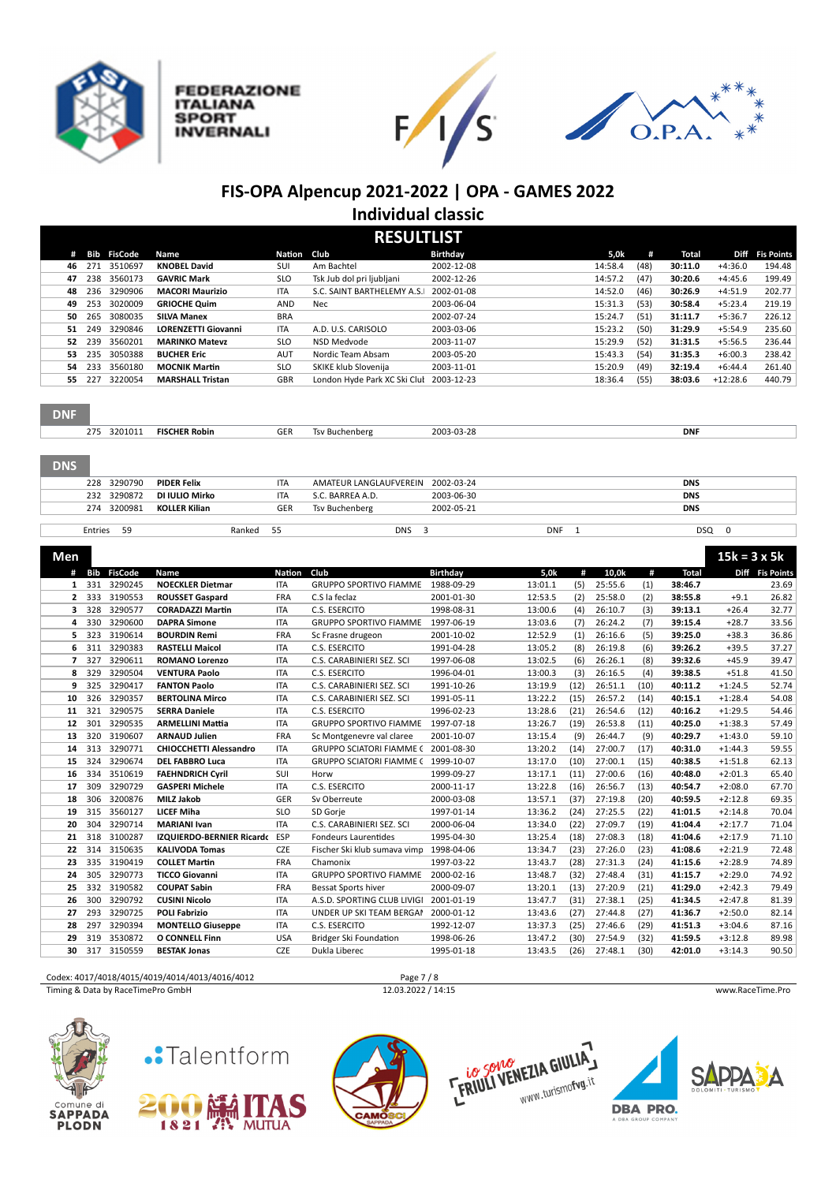# FIS-OPA Alpencup 2021-2022 | OPA - GAMES 2022

## Individual classic

### RESULTLIST

| # | Bib | FisCode | Name | Nation | Club | Birthday | 5,0k | # | Total | Diff | Fis Points |
|---|---|---|---|---|---|---|---|---|---|---|---|
| 46 | 271 | 3510697 | **KNOBEL David** | SUI | Am Bachtel | 2002-12-08 | 14:58.4 | (48) | **30:11.0** | +4:36.0 | 194.48 |
| 47 | 238 | 3560173 | **GAVRIC Mark** | SLO | Tsk Jub dol pri ljubljani | 2002-12-26 | 14:57.2 | (47) | **30:20.6** | +4:45.6 | 199.49 |
| 48 | 236 | 3290906 | **MACORI Maurizio** | ITA | S.C. SAINT BARTHELEMY A.S.I | 2002-01-08 | 14:52.0 | (46) | **30:26.9** | +4:51.9 | 202.77 |
| 49 | 253 | 3020009 | **GRIOCHE Quim** | AND | Nec | 2003-06-04 | 15:31.3 | (53) | **30:58.4** | +5:23.4 | 219.19 |
| 50 | 265 | 3080035 | **SILVA Manex** | BRA | | 2002-07-24 | 15:24.7 | (51) | **31:11.7** | +5:36.7 | 226.12 |
| 51 | 249 | 3290846 | **LORENZETTI Giovanni** | ITA | A.D. U.S. CARISOLO | 2003-03-06 | 15:23.2 | (50) | **31:29.9** | +5:54.9 | 235.60 |
| 52 | 239 | 3560201 | **MARINKO Matevz** | SLO | NSD Medvode | 2003-11-07 | 15:29.9 | (52) | **31:31.5** | +5:56.5 | 236.44 |
| 53 | 235 | 3050388 | **BUCHER Eric** | AUT | Nordic Team Absam | 2003-05-20 | 15:43.3 | (54) | **31:35.3** | +6:00.3 | 238.42 |
| 54 | 233 | 3560180 | **MOCNIK Martin** | SLO | SKIKE klub Slovenija | 2003-11-01 | 15:20.9 | (49) | **32:19.4** | +6:44.4 | 261.40 |
| 55 | 227 | 3220054 | **MARSHALL Tristan** | GBR | London Hyde Park XC Ski Clut | 2003-12-23 | 18:36.4 | (55) | **38:03.6** | +12:28.6 | 440.79 |

### DNF

| Bib | FisCode | Name | Nation | Club | Birthday | Total |
|---|---|---|---|---|---|---|
| 275 | 3201011 | **FISCHER Robin** | GER | Tsv Buchenberg | 2003-03-28 | **DNF** |

### DNS

| Bib | FisCode | Name | Nation | Club | Birthday | Total |
|---|---|---|---|---|---|---|
| 228 | 3290790 | **PIDER Felix** | ITA | AMATEUR LANGLAUFVEREIN | 2002-03-24 | **DNS** |
| 232 | 3290872 | **DI IULIO Mirko** | ITA | S.C. BARREA A.D. | 2003-06-30 | **DNS** |
| 274 | 3200981 | **KOLLER Kilian** | GER | Tsv Buchenberg | 2002-05-21 | **DNS** |

Entries 59 | Ranked 55 | DNS 3 | DNF 1 | DSQ 0

### Men — 15k = 3 x 5k

| # | Bib | FisCode | Name | Nation | Club | Birthday | 5,0k | # | 10,0k | # | Total | Diff | Fis Points |
|---|---|---|---|---|---|---|---|---|---|---|---|---|---|
| 1 | 331 | 3290245 | **NOECKLER Dietmar** | ITA | GRUPPO SPORTIVO FIAMME | 1988-09-29 | 13:01.1 | (5) | 25:55.6 | (1) | **38:46.7** | | 23.69 |
| 2 | 333 | 3190553 | **ROUSSET Gaspard** | FRA | C.S la feclaz | 2001-01-30 | 12:53.5 | (2) | 25:58.0 | (2) | **38:55.8** | +9.1 | 26.82 |
| 3 | 328 | 3290577 | **CORADAZZI Martin** | ITA | C.S. ESERCITO | 1998-08-31 | 13:00.6 | (4) | 26:10.7 | (3) | **39:13.1** | +26.4 | 32.77 |
| 4 | 330 | 3290600 | **DAPRA Simone** | ITA | GRUPPO SPORTIVO FIAMME | 1997-06-19 | 13:03.6 | (7) | 26:24.2 | (7) | **39:15.4** | +28.7 | 33.56 |
| 5 | 323 | 3190614 | **BOURDIN Remi** | FRA | Sc Frasne drugeon | 2001-10-02 | 12:52.9 | (1) | 26:16.6 | (5) | **39:25.0** | +38.3 | 36.86 |
| 6 | 311 | 3290383 | **RASTELLI Maicol** | ITA | C.S. ESERCITO | 1991-04-28 | 13:05.2 | (8) | 26:19.8 | (6) | **39:26.2** | +39.5 | 37.27 |
| 7 | 327 | 3290611 | **ROMANO Lorenzo** | ITA | C.S. CARABINIERI SEZ. SCI | 1997-06-08 | 13:02.5 | (6) | 26:26.1 | (8) | **39:32.6** | +45.9 | 39.47 |
| 8 | 329 | 3290504 | **VENTURA Paolo** | ITA | C.S. ESERCITO | 1996-04-01 | 13:00.3 | (3) | 26:16.5 | (4) | **39:38.5** | +51.8 | 41.50 |
| 9 | 325 | 3290417 | **FANTON Paolo** | ITA | C.S. CARABINIERI SEZ. SCI | 1991-10-26 | 13:19.9 | (12) | 26:51.1 | (10) | **40:11.2** | +1:24.5 | 52.74 |
| 10 | 326 | 3290357 | **BERTOLINA Mirco** | ITA | C.S. CARABINIERI SEZ. SCI | 1991-05-11 | 13:22.2 | (15) | 26:57.2 | (14) | **40:15.1** | +1:28.4 | 54.08 |
| 11 | 321 | 3290575 | **SERRA Daniele** | ITA | C.S. ESERCITO | 1996-02-23 | 13:28.6 | (21) | 26:54.6 | (12) | **40:16.2** | +1:29.5 | 54.46 |
| 12 | 301 | 3290535 | **ARMELLINI Mattia** | ITA | GRUPPO SPORTIVO FIAMME | 1997-07-18 | 13:26.7 | (19) | 26:53.8 | (11) | **40:25.0** | +1:38.3 | 57.49 |
| 13 | 320 | 3190607 | **ARNAUD Julien** | FRA | Sc Montgenevre val claree | 2001-10-07 | 13:15.4 | (9) | 26:44.7 | (9) | **40:29.7** | +1:43.0 | 59.10 |
| 14 | 313 | 3290771 | **CHIOCCHETTI Alessandro** | ITA | GRUPPO SCIATORI FIAMME ( | 2001-08-30 | 13:20.2 | (14) | 27:00.7 | (17) | **40:31.0** | +1:44.3 | 59.55 |
| 15 | 324 | 3290674 | **DEL FABBRO Luca** | ITA | GRUPPO SCIATORI FIAMME ( | 1999-10-07 | 13:17.0 | (10) | 27:00.1 | (15) | **40:38.5** | +1:51.8 | 62.13 |
| 16 | 334 | 3510619 | **FAEHNDRICH Cyril** | SUI | Horw | 1999-09-27 | 13:17.1 | (11) | 27:00.6 | (16) | **40:48.0** | +2:01.3 | 65.40 |
| 17 | 309 | 3290729 | **GASPERI Michele** | ITA | C.S. ESERCITO | 2000-11-17 | 13:22.8 | (16) | 26:56.7 | (13) | **40:54.7** | +2:08.0 | 67.70 |
| 18 | 306 | 3200876 | **MILZ Jakob** | GER | Sv Oberreute | 2000-03-08 | 13:57.1 | (37) | 27:19.8 | (20) | **40:59.5** | +2:12.8 | 69.35 |
| 19 | 315 | 3560127 | **LICEF Miha** | SLO | SD Gorje | 1997-01-14 | 13:36.2 | (24) | 27:25.5 | (22) | **41:01.5** | +2:14.8 | 70.04 |
| 20 | 304 | 3290714 | **MARIANI Ivan** | ITA | C.S. CARABINIERI SEZ. SCI | 2000-06-04 | 13:34.0 | (22) | 27:09.7 | (19) | **41:04.4** | +2:17.7 | 71.04 |
| 21 | 318 | 3100287 | **IZQUIERDO-BERNIER Ricardo** | ESP | Fondeurs Laurentides | 1995-04-30 | 13:25.4 | (18) | 27:08.3 | (18) | **41:04.6** | +2:17.9 | 71.10 |
| 22 | 314 | 3150635 | **KALIVODA Tomas** | CZE | Fischer Ski klub sumava vimp | 1998-04-06 | 13:34.7 | (23) | 27:26.0 | (23) | **41:08.6** | +2:21.9 | 72.48 |
| 23 | 335 | 3190419 | **COLLET Martin** | FRA | Chamonix | 1997-03-22 | 13:43.7 | (28) | 27:31.3 | (24) | **41:15.6** | +2:28.9 | 74.89 |
| 24 | 305 | 3290773 | **TICCO Giovanni** | ITA | GRUPPO SPORTIVO FIAMME | 2000-02-16 | 13:48.7 | (32) | 27:48.4 | (31) | **41:15.7** | +2:29.0 | 74.92 |
| 25 | 332 | 3190582 | **COUPAT Sabin** | FRA | Bessat Sports hiver | 2000-09-07 | 13:20.1 | (13) | 27:20.9 | (21) | **41:29.0** | +2:42.3 | 79.49 |
| 26 | 300 | 3290792 | **CUSINI Nicolo** | ITA | A.S.D. SPORTING CLUB LIVIGI | 2001-01-19 | 13:47.7 | (31) | 27:38.1 | (25) | **41:34.5** | +2:47.8 | 81.39 |
| 27 | 293 | 3290725 | **POLI Fabrizio** | ITA | UNDER UP SKI TEAM BERGAI | 2000-01-12 | 13:43.6 | (27) | 27:44.8 | (27) | **41:36.7** | +2:50.0 | 82.14 |
| 28 | 297 | 3290394 | **MONTELLO Giuseppe** | ITA | C.S. ESERCITO | 1992-12-07 | 13:37.3 | (25) | 27:46.6 | (29) | **41:51.3** | +3:04.6 | 87.16 |
| 29 | 319 | 3530872 | **O CONNELL Finn** | USA | Bridger Ski Foundation | 1998-06-26 | 13:47.2 | (30) | 27:54.9 | (32) | **41:59.5** | +3:12.8 | 89.98 |
| 30 | 317 | 3150559 | **BESTAK Jonas** | CZE | Dukla Liberec | 1995-01-18 | 13:43.5 | (26) | 27:48.1 | (30) | **42:01.0** | +3:14.3 | 90.50 |

Codex: 4017/4018/4015/4019/4014/4013/4016/4012

Timing & Data by RaceTimePro GmbH — 12.03.2022 / 14:15 — www.RaceTime.Pro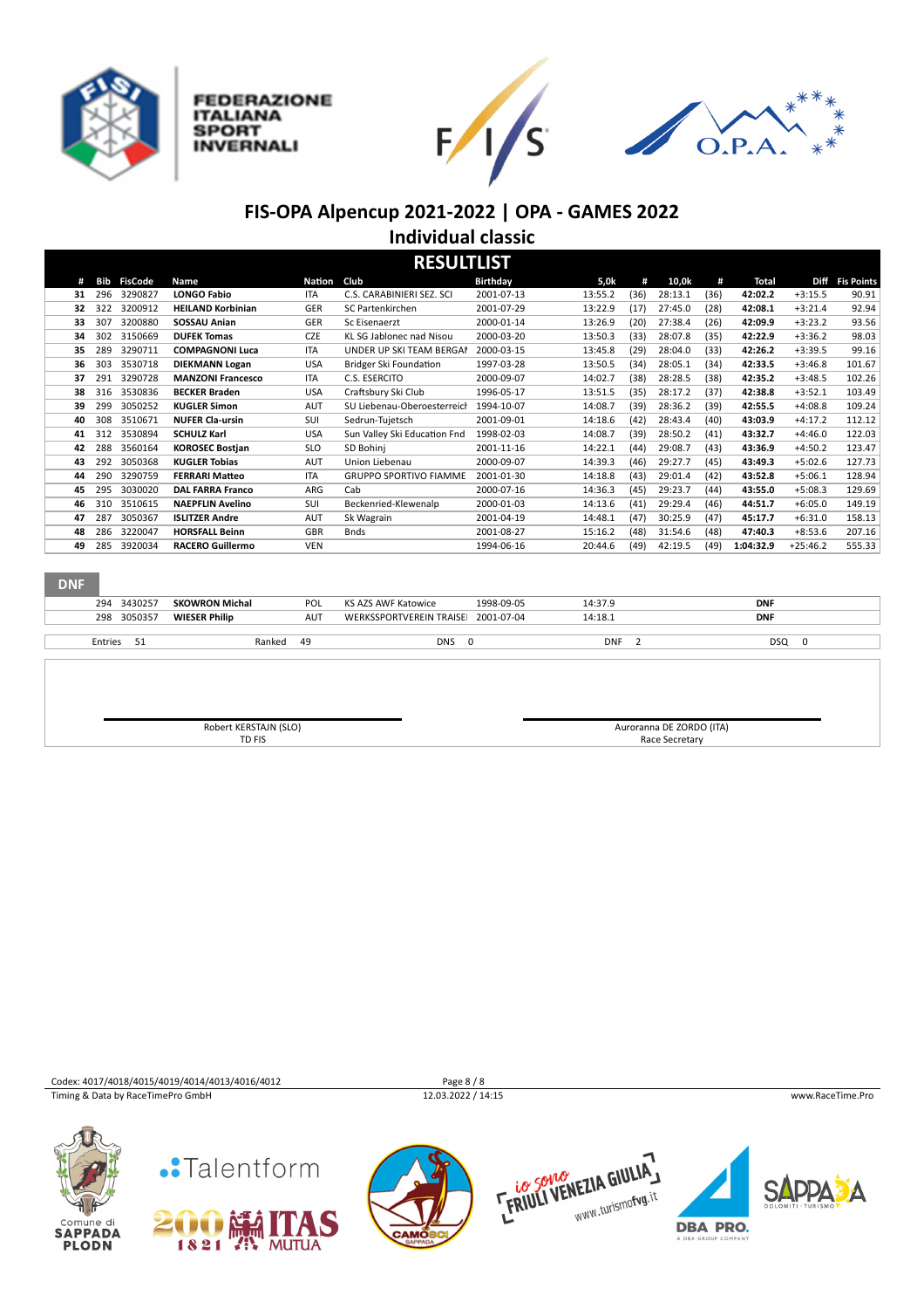# FIS-OPA Alpencup 2021-2022 | OPA - GAMES 2022

## Individual classic

### RESULTLIST

| # | Bib | FisCode | Name | Nation | Club | Birthday | 5,0k | # | 10,0k | # | Total | Diff | Fis Points |
|---|---|---|---|---|---|---|---|---|---|---|---|---|---|
| 31 | 296 | 3290827 | **LONGO Fabio** | ITA | C.S. CARABINIERI SEZ. SCI | 2001-07-13 | 13:55.2 | (36) | 28:13.1 | (36) | **42:02.2** | +3:15.5 | 90.91 |
| 32 | 322 | 3200912 | **HEILAND Korbinian** | GER | SC Partenkirchen | 2001-07-29 | 13:22.9 | (17) | 27:45.0 | (28) | **42:08.1** | +3:21.4 | 92.94 |
| 33 | 307 | 3200880 | **SOSSAU Anian** | GER | Sc Eisenaerzt | 2000-01-14 | 13:26.9 | (20) | 27:38.4 | (26) | **42:09.9** | +3:23.2 | 93.56 |
| 34 | 302 | 3150669 | **DUFEK Tomas** | CZE | KL SG Jablonec nad Nisou | 2000-03-20 | 13:50.3 | (33) | 28:07.8 | (35) | **42:22.9** | +3:36.2 | 98.03 |
| 35 | 289 | 3290711 | **COMPAGNONI Luca** | ITA | UNDER UP SKI TEAM BERGAI | 2000-03-15 | 13:45.8 | (29) | 28:04.0 | (33) | **42:26.2** | +3:39.5 | 99.16 |
| 36 | 303 | 3530718 | **DIEKMANN Logan** | USA | Bridger Ski Foundation | 1997-03-28 | 13:50.5 | (34) | 28:05.1 | (34) | **42:33.5** | +3:46.8 | 101.67 |
| 37 | 291 | 3290728 | **MANZONI Francesco** | ITA | C.S. ESERCITO | 2000-09-07 | 14:02.7 | (38) | 28:28.5 | (38) | **42:35.2** | +3:48.5 | 102.26 |
| 38 | 316 | 3530836 | **BECKER Braden** | USA | Craftsbury Ski Club | 1996-05-17 | 13:51.5 | (35) | 28:17.2 | (37) | **42:38.8** | +3:52.1 | 103.49 |
| 39 | 299 | 3050252 | **KUGLER Simon** | AUT | SU Liebenau-Oberoesterreich | 1994-10-07 | 14:08.7 | (39) | 28:36.2 | (39) | **42:55.5** | +4:08.8 | 109.24 |
| 40 | 308 | 3510671 | **NUFER Cla-ursin** | SUI | Sedrun-Tujetsch | 2001-09-01 | 14:18.6 | (42) | 28:43.4 | (40) | **43:03.9** | +4:17.2 | 112.12 |
| 41 | 312 | 3530894 | **SCHULZ Karl** | USA | Sun Valley Ski Education Fnd | 1998-02-03 | 14:08.7 | (39) | 28:50.2 | (41) | **43:32.7** | +4:46.0 | 122.03 |
| 42 | 288 | 3560164 | **KOROSEC Bostjan** | SLO | SD Bohinj | 2001-11-16 | 14:22.1 | (44) | 29:08.7 | (43) | **43:36.9** | +4:50.2 | 123.47 |
| 43 | 292 | 3050368 | **KUGLER Tobias** | AUT | Union Liebenau | 2000-09-07 | 14:39.3 | (46) | 29:27.7 | (45) | **43:49.3** | +5:02.6 | 127.73 |
| 44 | 290 | 3290759 | **FERRARI Matteo** | ITA | GRUPPO SPORTIVO FIAMME | 2001-01-30 | 14:18.8 | (43) | 29:01.4 | (42) | **43:52.8** | +5:06.1 | 128.94 |
| 45 | 295 | 3030020 | **DAL FARRA Franco** | ARG | Cab | 2000-07-16 | 14:36.3 | (45) | 29:23.7 | (44) | **43:55.0** | +5:08.3 | 129.69 |
| 46 | 310 | 3510615 | **NAEPFLIN Avelino** | SUI | Beckenried-Klewenalp | 2000-01-03 | 14:13.6 | (41) | 29:29.4 | (46) | **44:51.7** | +6:05.0 | 149.19 |
| 47 | 287 | 3050367 | **ISLITZER Andre** | AUT | Sk Wagrain | 2001-04-19 | 14:48.1 | (47) | 30:25.9 | (47) | **45:17.7** | +6:31.0 | 158.13 |
| 48 | 286 | 3220047 | **HORSFALL Beinn** | GBR | Bnds | 2001-08-27 | 15:16.2 | (48) | 31:54.6 | (48) | **47:40.3** | +8:53.6 | 207.16 |
| 49 | 285 | 3920034 | **RACERO Guillermo** | VEN | | 1994-06-16 | 20:44.6 | (49) | 42:19.5 | (49) | **1:04:32.9** | +25:46.2 | 555.33 |

### DNF

| Bib | FisCode | Name | Nation | Club | Birthday | 5,0k | Total |
|---|---|---|---|---|---|---|---|
| 294 | 3430257 | **SKOWRON Michal** | POL | KS AZS AWF Katowice | 1998-09-05 | 14:37.9 | **DNF** |
| 298 | 3050357 | **WIESER Philip** | AUT | WERKSSPORTVEREIN TRAISE | 2001-07-04 | 14:18.1 | **DNF** |

Entries 51 | Ranked 49 | DNS 0 | DNF 2 | DSQ 0

Robert KERSTAJN (SLO)
TD FIS

Auroranna DE ZORDO (ITA)
Race Secretary

Codex: 4017/4018/4015/4019/4014/4013/4016/4012

Timing & Data by RaceTimePro GmbH — 12.03.2022 / 14:15 — www.RaceTime.Pro